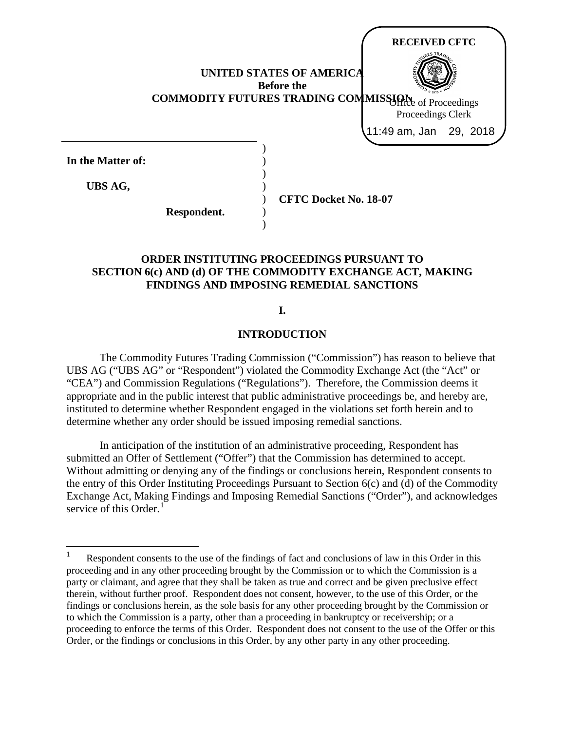RECEIVED CFTC

Office of Proceedings
Proceedings Clerk
11:49 am, Jan 29, 2018

**UNITED STATES OF AMERICA**
**Before the**
**COMMODITY FUTURES TRADING COMMISSION**

**In the Matter of:**

**UBS AG,**

**Respondent.**

**CFTC Docket No. 18-07**

# ORDER INSTITUTING PROCEEDINGS PURSUANT TO SECTION 6(c) AND (d) OF THE COMMODITY EXCHANGE ACT, MAKING FINDINGS AND IMPOSING REMEDIAL SANCTIONS

## I.

## INTRODUCTION

The Commodity Futures Trading Commission ("Commission") has reason to believe that UBS AG ("UBS AG" or "Respondent") violated the Commodity Exchange Act (the "Act" or "CEA") and Commission Regulations ("Regulations"). Therefore, the Commission deems it appropriate and in the public interest that public administrative proceedings be, and hereby are, instituted to determine whether Respondent engaged in the violations set forth herein and to determine whether any order should be issued imposing remedial sanctions.

In anticipation of the institution of an administrative proceeding, Respondent has submitted an Offer of Settlement ("Offer") that the Commission has determined to accept. Without admitting or denying any of the findings or conclusions herein, Respondent consents to the entry of this Order Instituting Proceedings Pursuant to Section 6(c) and (d) of the Commodity Exchange Act, Making Findings and Imposing Remedial Sanctions ("Order"), and acknowledges service of this Order.[1]

[1] Respondent consents to the use of the findings of fact and conclusions of law in this Order in this proceeding and in any other proceeding brought by the Commission or to which the Commission is a party or claimant, and agree that they shall be taken as true and correct and be given preclusive effect therein, without further proof. Respondent does not consent, however, to the use of this Order, or the findings or conclusions herein, as the sole basis for any other proceeding brought by the Commission or to which the Commission is a party, other than a proceeding in bankruptcy or receivership; or a proceeding to enforce the terms of this Order. Respondent does not consent to the use of the Offer or this Order, or the findings or conclusions in this Order, by any other party in any other proceeding.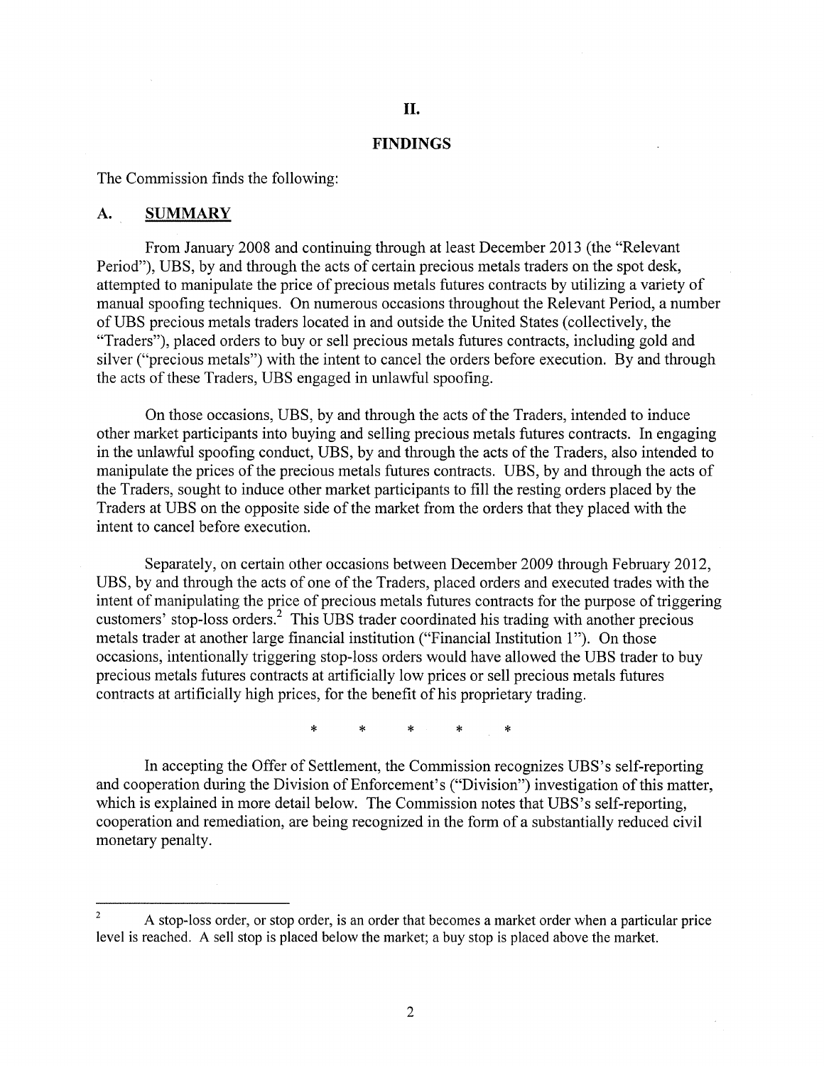## II.

## FINDINGS

The Commission finds the following:

### A. SUMMARY

From January 2008 and continuing through at least December 2013 (the "Relevant Period"), UBS, by and through the acts of certain precious metals traders on the spot desk, attempted to manipulate the price of precious metals futures contracts by utilizing a variety of manual spoofing techniques. On numerous occasions throughout the Relevant Period, a number of UBS precious metals traders located in and outside the United States (collectively, the "Traders"), placed orders to buy or sell precious metals futures contracts, including gold and silver ("precious metals") with the intent to cancel the orders before execution. By and through the acts of these Traders, UBS engaged in unlawful spoofing.

On those occasions, UBS, by and through the acts of the Traders, intended to induce other market participants into buying and selling precious metals futures contracts. In engaging in the unlawful spoofing conduct, UBS, by and through the acts of the Traders, also intended to manipulate the prices of the precious metals futures contracts. UBS, by and through the acts of the Traders, sought to induce other market participants to fill the resting orders placed by the Traders at UBS on the opposite side of the market from the orders that they placed with the intent to cancel before execution.

Separately, on certain other occasions between December 2009 through February 2012, UBS, by and through the acts of one of the Traders, placed orders and executed trades with the intent of manipulating the price of precious metals futures contracts for the purpose of triggering customers' stop-loss orders.[2] This UBS trader coordinated his trading with another precious metals trader at another large financial institution ("Financial Institution 1"). On those occasions, intentionally triggering stop-loss orders would have allowed the UBS trader to buy precious metals futures contracts at artificially low prices or sell precious metals futures contracts at artificially high prices, for the benefit of his proprietary trading.

\* \* \* \* \*

In accepting the Offer of Settlement, the Commission recognizes UBS's self-reporting and cooperation during the Division of Enforcement's ("Division") investigation of this matter, which is explained in more detail below. The Commission notes that UBS's self-reporting, cooperation and remediation, are being recognized in the form of a substantially reduced civil monetary penalty.

---

[2] A stop-loss order, or stop order, is an order that becomes a market order when a particular price level is reached. A sell stop is placed below the market; a buy stop is placed above the market.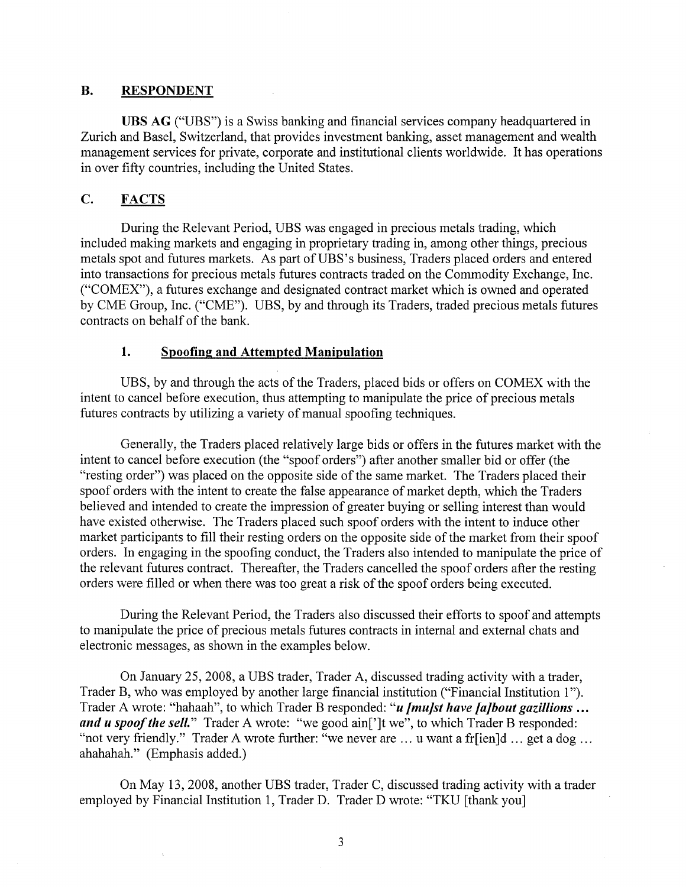## B. RESPONDENT

**UBS AG** ("UBS") is a Swiss banking and financial services company headquartered in Zurich and Basel, Switzerland, that provides investment banking, asset management and wealth management services for private, corporate and institutional clients worldwide. It has operations in over fifty countries, including the United States.

## C. FACTS

During the Relevant Period, UBS was engaged in precious metals trading, which included making markets and engaging in proprietary trading in, among other things, precious metals spot and futures markets. As part of UBS's business, Traders placed orders and entered into transactions for precious metals futures contracts traded on the Commodity Exchange, Inc. ("COMEX"), a futures exchange and designated contract market which is owned and operated by CME Group, Inc. ("CME"). UBS, by and through its Traders, traded precious metals futures contracts on behalf of the bank.

### 1. Spoofing and Attempted Manipulation

UBS, by and through the acts of the Traders, placed bids or offers on COMEX with the intent to cancel before execution, thus attempting to manipulate the price of precious metals futures contracts by utilizing a variety of manual spoofing techniques.

Generally, the Traders placed relatively large bids or offers in the futures market with the intent to cancel before execution (the "spoof orders") after another smaller bid or offer (the "resting order") was placed on the opposite side of the same market. The Traders placed their spoof orders with the intent to create the false appearance of market depth, which the Traders believed and intended to create the impression of greater buying or selling interest than would have existed otherwise. The Traders placed such spoof orders with the intent to induce other market participants to fill their resting orders on the opposite side of the market from their spoof orders. In engaging in the spoofing conduct, the Traders also intended to manipulate the price of the relevant futures contract. Thereafter, the Traders cancelled the spoof orders after the resting orders were filled or when there was too great a risk of the spoof orders being executed.

During the Relevant Period, the Traders also discussed their efforts to spoof and attempts to manipulate the price of precious metals futures contracts in internal and external chats and electronic messages, as shown in the examples below.

On January 25, 2008, a UBS trader, Trader A, discussed trading activity with a trader, Trader B, who was employed by another large financial institution ("Financial Institution 1"). Trader A wrote: "hahaah", to which Trader B responded: "***u [mu]st have [a]bout gazillions … and u spoof the sell.***" Trader A wrote: "we good ain[']t we", to which Trader B responded: "not very friendly." Trader A wrote further: "we never are … u want a fr[ien]d … get a dog … ahahahah." (Emphasis added.)

On May 13, 2008, another UBS trader, Trader C, discussed trading activity with a trader employed by Financial Institution 1, Trader D. Trader D wrote: "TKU [thank you]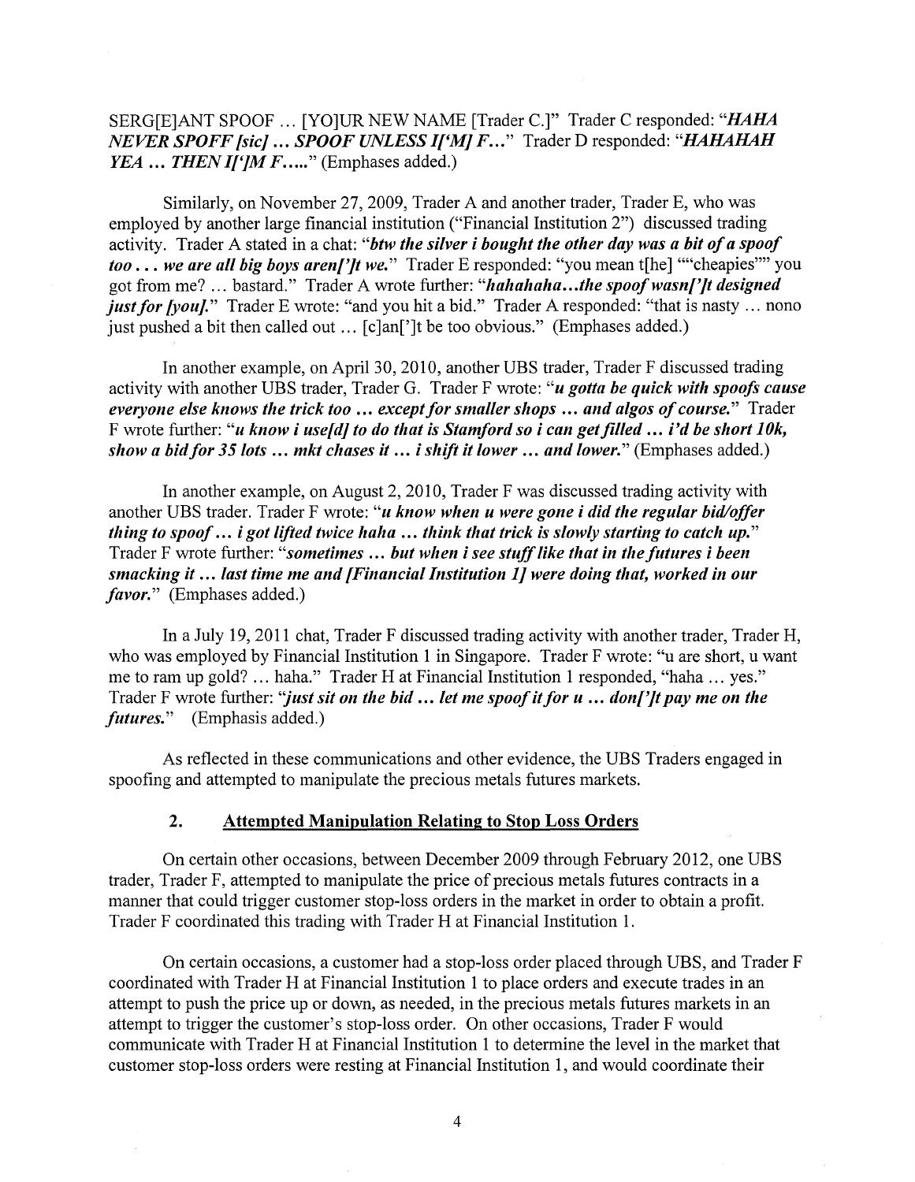SERG[E]ANT SPOOF ... [YO]UR NEW NAME [Trader C.]" Trader C responded: "***HAHA NEVER SPOFF [sic] ... SPOOF UNLESS I['M] F...***" Trader D responded: "***HAHAHAH YEA ... THEN I[']M F.....***" (Emphases added.)

Similarly, on November 27, 2009, Trader A and another trader, Trader E, who was employed by another large financial institution ("Financial Institution 2") discussed trading activity. Trader A stated in a chat: "***btw the silver i bought the other day was a bit of a spoof too . . . we are all big boys aren[']t we.***" Trader E responded: "you mean t[he] ""cheapies"" you got from me? ... bastard." Trader A wrote further: "***hahahaha...the spoof wasn[']t designed just for [you].***" Trader E wrote: "and you hit a bid." Trader A responded: "that is nasty ... nono just pushed a bit then called out ... [c]an[']t be too obvious." (Emphases added.)

In another example, on April 30, 2010, another UBS trader, Trader F discussed trading activity with another UBS trader, Trader G. Trader F wrote: "***u gotta be quick with spoofs cause everyone else knows the trick too ... except for smaller shops ... and algos of course.***" Trader F wrote further: "***u know i use[d] to do that is Stamford so i can get filled ... i'd be short 10k, show a bid for 35 lots ... mkt chases it ... i shift it lower ... and lower.***" (Emphases added.)

In another example, on August 2, 2010, Trader F was discussed trading activity with another UBS trader. Trader F wrote: "***u know when u were gone i did the regular bid/offer thing to spoof ... i got lifted twice haha ... think that trick is slowly starting to catch up.***" Trader F wrote further: "***sometimes ... but when i see stuff like that in the futures i been smacking it ... last time me and [Financial Institution 1] were doing that, worked in our favor.***" (Emphases added.)

In a July 19, 2011 chat, Trader F discussed trading activity with another trader, Trader H, who was employed by Financial Institution 1 in Singapore. Trader F wrote: "u are short, u want me to ram up gold? ... haha." Trader H at Financial Institution 1 responded, "haha ... yes." Trader F wrote further: "***just sit on the bid ... let me spoof it for u ... don[']t pay me on the futures.***" (Emphasis added.)

As reflected in these communications and other evidence, the UBS Traders engaged in spoofing and attempted to manipulate the precious metals futures markets.

## 2. Attempted Manipulation Relating to Stop Loss Orders

On certain other occasions, between December 2009 through February 2012, one UBS trader, Trader F, attempted to manipulate the price of precious metals futures contracts in a manner that could trigger customer stop-loss orders in the market in order to obtain a profit. Trader F coordinated this trading with Trader H at Financial Institution 1.

On certain occasions, a customer had a stop-loss order placed through UBS, and Trader F coordinated with Trader H at Financial Institution 1 to place orders and execute trades in an attempt to push the price up or down, as needed, in the precious metals futures markets in an attempt to trigger the customer's stop-loss order. On other occasions, Trader F would communicate with Trader H at Financial Institution 1 to determine the level in the market that customer stop-loss orders were resting at Financial Institution 1, and would coordinate their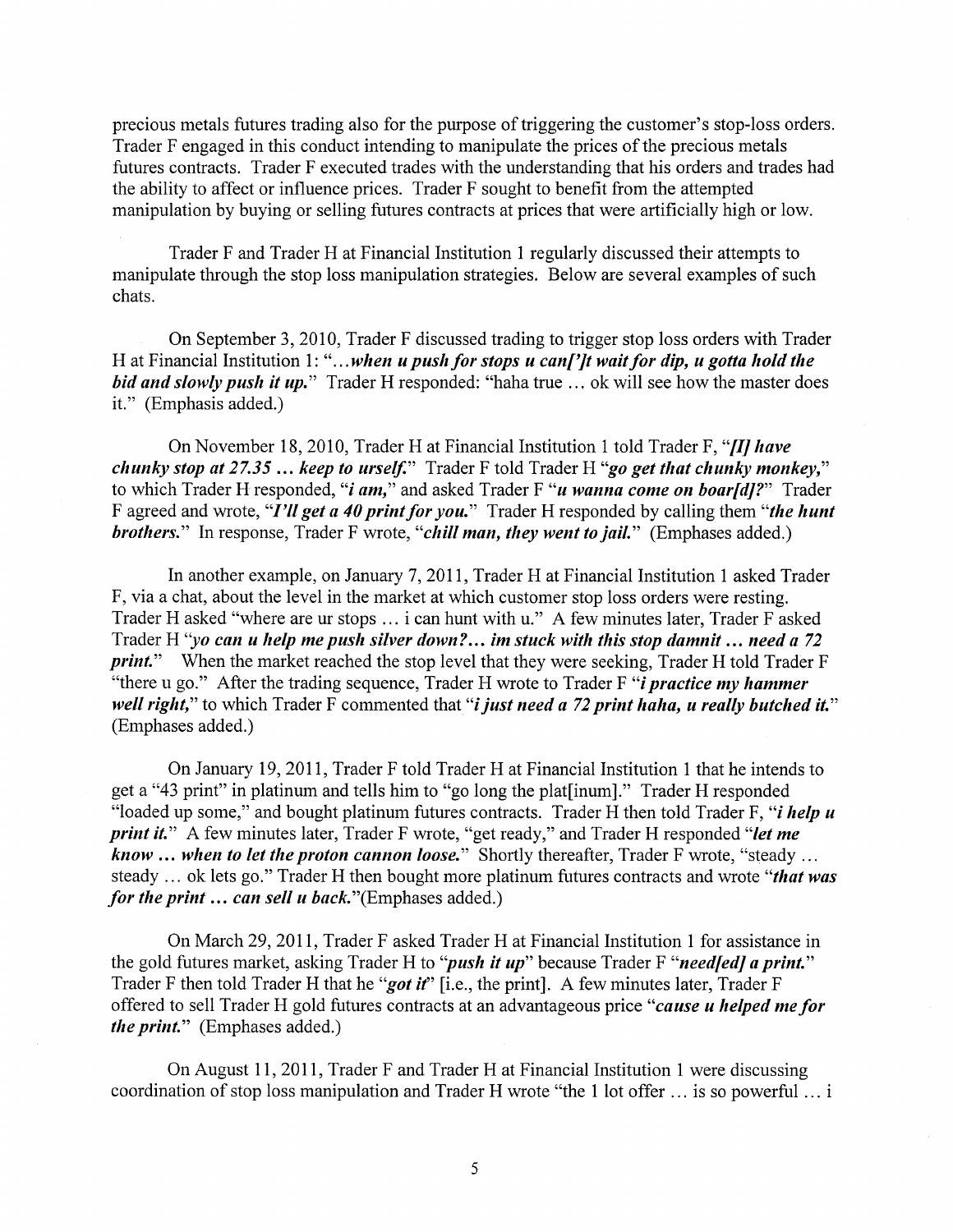precious metals futures trading also for the purpose of triggering the customer's stop-loss orders. Trader F engaged in this conduct intending to manipulate the prices of the precious metals futures contracts. Trader F executed trades with the understanding that his orders and trades had the ability to affect or influence prices. Trader F sought to benefit from the attempted manipulation by buying or selling futures contracts at prices that were artificially high or low.

Trader F and Trader H at Financial Institution 1 regularly discussed their attempts to manipulate through the stop loss manipulation strategies. Below are several examples of such chats.

On September 3, 2010, Trader F discussed trading to trigger stop loss orders with Trader H at Financial Institution 1: "*...**when u push for stops u can[']t wait for dip, u gotta hold the bid and slowly push it up.***" Trader H responded: "haha true ... ok will see how the master does it." (Emphasis added.)

On November 18, 2010, Trader H at Financial Institution 1 told Trader F, "***[I] have chunky stop at 27.35 ... keep to urself.***" Trader F told Trader H "***go get that chunky monkey,***" to which Trader H responded, "***i am,***" and asked Trader F "***u wanna come on boar[d]?***" Trader F agreed and wrote, "***I'll get a 40 print for you.***" Trader H responded by calling them "***the hunt brothers.***" In response, Trader F wrote, "***chill man, they went to jail.***" (Emphases added.)

In another example, on January 7, 2011, Trader H at Financial Institution 1 asked Trader F, via a chat, about the level in the market at which customer stop loss orders were resting. Trader H asked "where are ur stops ... i can hunt with u." A few minutes later, Trader F asked Trader H "***yo can u help me push silver down?... im stuck with this stop damnit ... need a 72 print.***" When the market reached the stop level that they were seeking, Trader H told Trader F "there u go." After the trading sequence, Trader H wrote to Trader F "***i practice my hammer well right,***" to which Trader F commented that "***i just need a 72 print haha, u really butched it.***" (Emphases added.)

On January 19, 2011, Trader F told Trader H at Financial Institution 1 that he intends to get a "43 print" in platinum and tells him to "go long the plat[inum]." Trader H responded "loaded up some," and bought platinum futures contracts. Trader H then told Trader F, "***i help u print it.***" A few minutes later, Trader F wrote, "get ready," and Trader H responded "***let me know ... when to let the proton cannon loose.***" Shortly thereafter, Trader F wrote, "steady ... steady ... ok lets go." Trader H then bought more platinum futures contracts and wrote "***that was for the print ... can sell u back.***"(Emphases added.)

On March 29, 2011, Trader F asked Trader H at Financial Institution 1 for assistance in the gold futures market, asking Trader H to "***push it up***" because Trader F "***need[ed] a print.***" Trader F then told Trader H that he "***got it***" [i.e., the print]. A few minutes later, Trader F offered to sell Trader H gold futures contracts at an advantageous price "***cause u helped me for the print.***" (Emphases added.)

On August 11, 2011, Trader F and Trader H at Financial Institution 1 were discussing coordination of stop loss manipulation and Trader H wrote "the 1 lot offer ... is so powerful ... i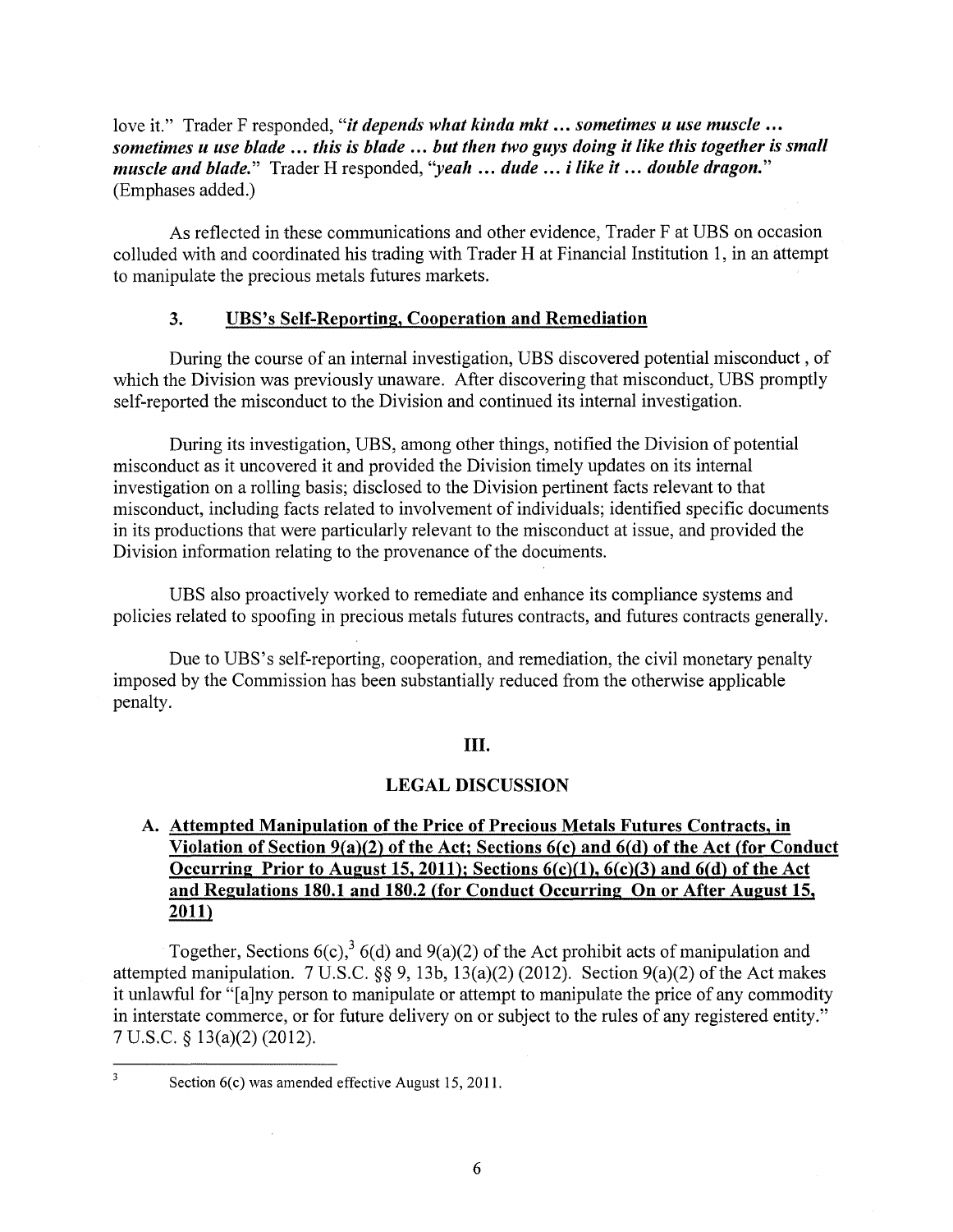love it." Trader F responded, "***it depends what kinda mkt ... sometimes u use muscle ... sometimes u use blade ... this is blade ... but then two guys doing it like this together is small muscle and blade.***" Trader H responded, "***yeah ... dude ... i like it ... double dragon.***" (Emphases added.)

As reflected in these communications and other evidence, Trader F at UBS on occasion colluded with and coordinated his trading with Trader H at Financial Institution 1, in an attempt to manipulate the precious metals futures markets.

### 3. UBS's Self-Reporting, Cooperation and Remediation

During the course of an internal investigation, UBS discovered potential misconduct , of which the Division was previously unaware. After discovering that misconduct, UBS promptly self-reported the misconduct to the Division and continued its internal investigation.

During its investigation, UBS, among other things, notified the Division of potential misconduct as it uncovered it and provided the Division timely updates on its internal investigation on a rolling basis; disclosed to the Division pertinent facts relevant to that misconduct, including facts related to involvement of individuals; identified specific documents in its productions that were particularly relevant to the misconduct at issue, and provided the Division information relating to the provenance of the documents.

UBS also proactively worked to remediate and enhance its compliance systems and policies related to spoofing in precious metals futures contracts, and futures contracts generally.

Due to UBS's self-reporting, cooperation, and remediation, the civil monetary penalty imposed by the Commission has been substantially reduced from the otherwise applicable penalty.

## III.

## LEGAL DISCUSSION

### A. Attempted Manipulation of the Price of Precious Metals Futures Contracts, in Violation of Section 9(a)(2) of the Act; Sections 6(c) and 6(d) of the Act (for Conduct Occurring Prior to August 15, 2011); Sections 6(c)(1), 6(c)(3) and 6(d) of the Act and Regulations 180.1 and 180.2 (for Conduct Occurring On or After August 15, 2011)

Together, Sections 6(c),[3] 6(d) and 9(a)(2) of the Act prohibit acts of manipulation and attempted manipulation. 7 U.S.C. §§ 9, 13b, 13(a)(2) (2012). Section 9(a)(2) of the Act makes it unlawful for "[a]ny person to manipulate or attempt to manipulate the price of any commodity in interstate commerce, or for future delivery on or subject to the rules of any registered entity." 7 U.S.C. § 13(a)(2) (2012).

---

[3] Section 6(c) was amended effective August 15, 2011.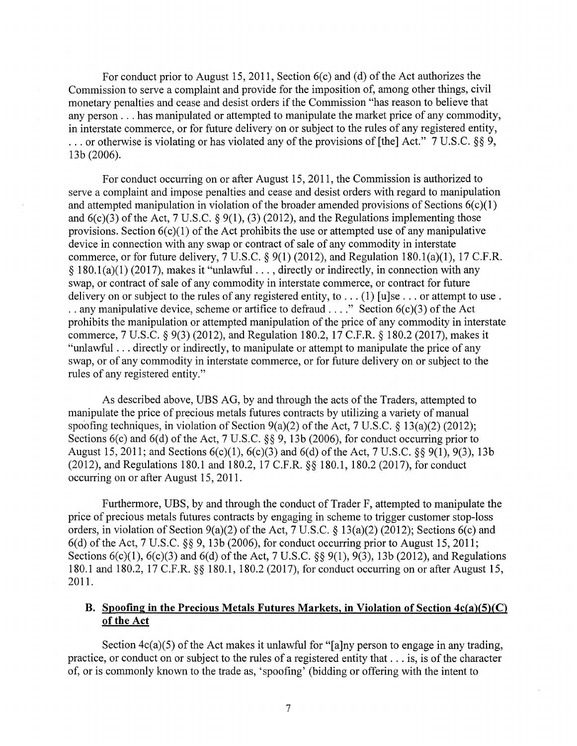For conduct prior to August 15, 2011, Section 6(c) and (d) of the Act authorizes the Commission to serve a complaint and provide for the imposition of, among other things, civil monetary penalties and cease and desist orders if the Commission "has reason to believe that any person . . . has manipulated or attempted to manipulate the market price of any commodity, in interstate commerce, or for future delivery on or subject to the rules of any registered entity, . . . or otherwise is violating or has violated any of the provisions of [the] Act." 7 U.S.C. §§ 9, 13b (2006).

For conduct occurring on or after August 15, 2011, the Commission is authorized to serve a complaint and impose penalties and cease and desist orders with regard to manipulation and attempted manipulation in violation of the broader amended provisions of Sections 6(c)(1) and 6(c)(3) of the Act, 7 U.S.C. § 9(1), (3) (2012), and the Regulations implementing those provisions. Section 6(c)(1) of the Act prohibits the use or attempted use of any manipulative device in connection with any swap or contract of sale of any commodity in interstate commerce, or for future delivery, 7 U.S.C. § 9(1) (2012), and Regulation 180.1(a)(1), 17 C.F.R. § 180.1(a)(1) (2017), makes it "unlawful . . . , directly or indirectly, in connection with any swap, or contract of sale of any commodity in interstate commerce, or contract for future delivery on or subject to the rules of any registered entity, to . . . (1) [u]se . . . or attempt to use . . . any manipulative device, scheme or artifice to defraud . . . ." Section 6(c)(3) of the Act prohibits the manipulation or attempted manipulation of the price of any commodity in interstate commerce, 7 U.S.C. § 9(3) (2012), and Regulation 180.2, 17 C.F.R. § 180.2 (2017), makes it "unlawful . . . directly or indirectly, to manipulate or attempt to manipulate the price of any swap, or of any commodity in interstate commerce, or for future delivery on or subject to the rules of any registered entity."

As described above, UBS AG, by and through the acts of the Traders, attempted to manipulate the price of precious metals futures contracts by utilizing a variety of manual spoofing techniques, in violation of Section 9(a)(2) of the Act, 7 U.S.C. § 13(a)(2) (2012); Sections 6(c) and 6(d) of the Act, 7 U.S.C. §§ 9, 13b (2006), for conduct occurring prior to August 15, 2011; and Sections 6(c)(1), 6(c)(3) and 6(d) of the Act, 7 U.S.C. §§ 9(1), 9(3), 13b (2012), and Regulations 180.1 and 180.2, 17 C.F.R. §§ 180.1, 180.2 (2017), for conduct occurring on or after August 15, 2011.

Furthermore, UBS, by and through the conduct of Trader F, attempted to manipulate the price of precious metals futures contracts by engaging in scheme to trigger customer stop-loss orders, in violation of Section 9(a)(2) of the Act, 7 U.S.C. § 13(a)(2) (2012); Sections 6(c) and 6(d) of the Act, 7 U.S.C. §§ 9, 13b (2006), for conduct occurring prior to August 15, 2011; Sections 6(c)(1), 6(c)(3) and 6(d) of the Act, 7 U.S.C. §§ 9(1), 9(3), 13b (2012), and Regulations 180.1 and 180.2, 17 C.F.R. §§ 180.1, 180.2 (2017), for conduct occurring on or after August 15, 2011.

### B. Spoofing in the Precious Metals Futures Markets, in Violation of Section 4c(a)(5)(C) of the Act

Section 4c(a)(5) of the Act makes it unlawful for "[a]ny person to engage in any trading, practice, or conduct on or subject to the rules of a registered entity that . . . is, is of the character of, or is commonly known to the trade as, 'spoofing' (bidding or offering with the intent to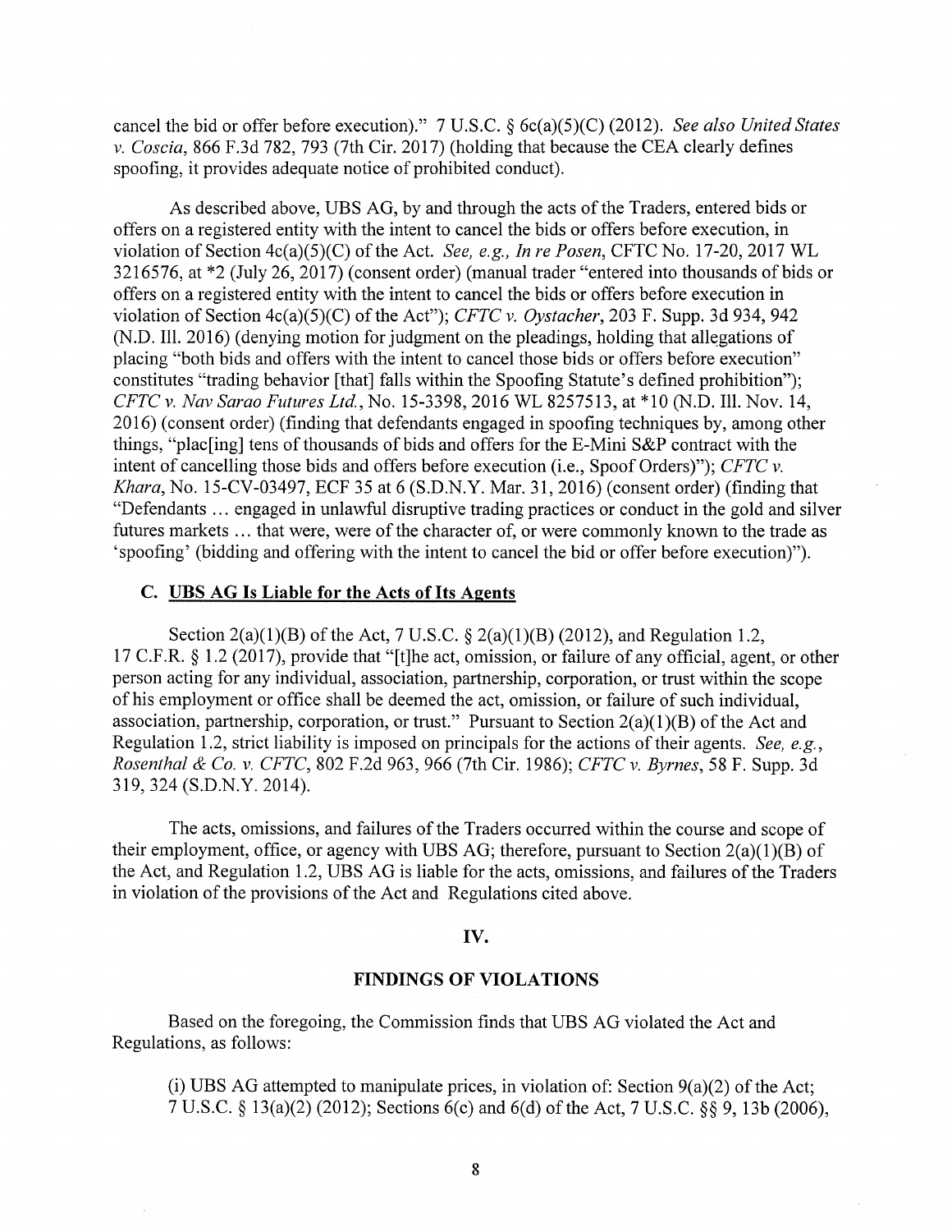cancel the bid or offer before execution)." 7 U.S.C. § 6c(a)(5)(C) (2012). *See also United States v. Coscia*, 866 F.3d 782, 793 (7th Cir. 2017) (holding that because the CEA clearly defines spoofing, it provides adequate notice of prohibited conduct).

As described above, UBS AG, by and through the acts of the Traders, entered bids or offers on a registered entity with the intent to cancel the bids or offers before execution, in violation of Section 4c(a)(5)(C) of the Act. *See, e.g., In re Posen*, CFTC No. 17-20, 2017 WL 3216576, at *2 (July 26, 2017) (consent order) (manual trader "entered into thousands of bids or offers on a registered entity with the intent to cancel the bids or offers before execution in violation of Section 4c(a)(5)(C) of the Act"); *CFTC v. Oystacher*, 203 F. Supp. 3d 934, 942 (N.D. Ill. 2016) (denying motion for judgment on the pleadings, holding that allegations of placing "both bids and offers with the intent to cancel those bids or offers before execution" constitutes "trading behavior [that] falls within the Spoofing Statute's defined prohibition"); *CFTC v. Nav Sarao Futures Ltd.*, No. 15-3398, 2016 WL 8257513, at *10 (N.D. Ill. Nov. 14, 2016) (consent order) (finding that defendants engaged in spoofing techniques by, among other things, "plac[ing] tens of thousands of bids and offers for the E-Mini S&P contract with the intent of cancelling those bids and offers before execution (i.e., Spoof Orders)"); *CFTC v. Khara*, No. 15-CV-03497, ECF 35 at 6 (S.D.N.Y. Mar. 31, 2016) (consent order) (finding that "Defendants ... engaged in unlawful disruptive trading practices or conduct in the gold and silver futures markets ... that were, were of the character of, or were commonly known to the trade as 'spoofing' (bidding and offering with the intent to cancel the bid or offer before execution)").

### C. UBS AG Is Liable for the Acts of Its Agents

Section 2(a)(1)(B) of the Act, 7 U.S.C. § 2(a)(1)(B) (2012), and Regulation 1.2, 17 C.F.R. § 1.2 (2017), provide that "[t]he act, omission, or failure of any official, agent, or other person acting for any individual, association, partnership, corporation, or trust within the scope of his employment or office shall be deemed the act, omission, or failure of such individual, association, partnership, corporation, or trust." Pursuant to Section 2(a)(1)(B) of the Act and Regulation 1.2, strict liability is imposed on principals for the actions of their agents. *See, e.g., Rosenthal & Co. v. CFTC*, 802 F.2d 963, 966 (7th Cir. 1986); *CFTC v. Byrnes*, 58 F. Supp. 3d 319, 324 (S.D.N.Y. 2014).

The acts, omissions, and failures of the Traders occurred within the course and scope of their employment, office, or agency with UBS AG; therefore, pursuant to Section 2(a)(1)(B) of the Act, and Regulation 1.2, UBS AG is liable for the acts, omissions, and failures of the Traders in violation of the provisions of the Act and Regulations cited above.

## IV.

## FINDINGS OF VIOLATIONS

Based on the foregoing, the Commission finds that UBS AG violated the Act and Regulations, as follows:

(i) UBS AG attempted to manipulate prices, in violation of: Section 9(a)(2) of the Act; 7 U.S.C. § 13(a)(2) (2012); Sections 6(c) and 6(d) of the Act, 7 U.S.C. §§ 9, 13b (2006),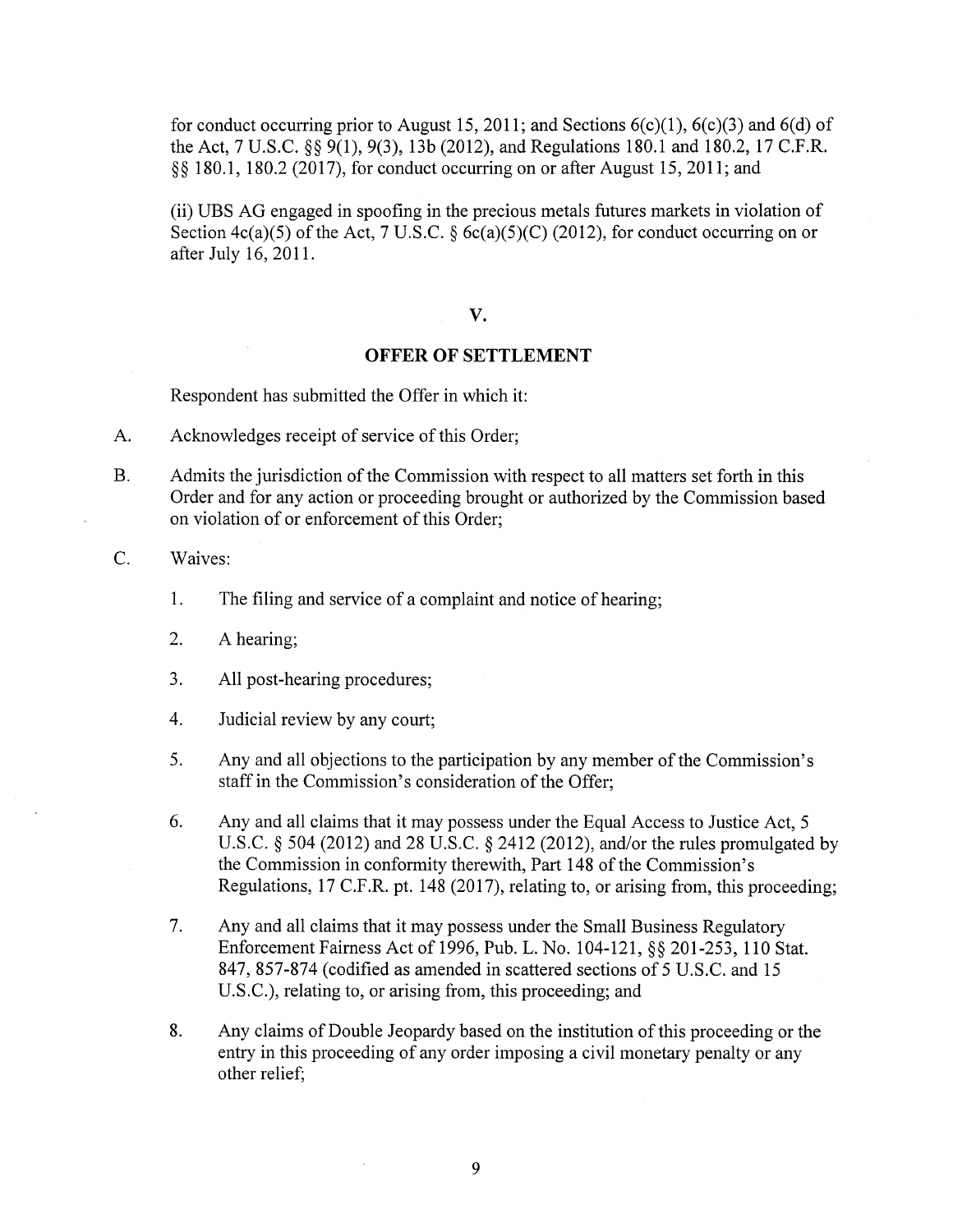for conduct occurring prior to August 15, 2011; and Sections 6(c)(1), 6(c)(3) and 6(d) of the Act, 7 U.S.C. §§ 9(1), 9(3), 13b (2012), and Regulations 180.1 and 180.2, 17 C.F.R. §§ 180.1, 180.2 (2017), for conduct occurring on or after August 15, 2011; and

(ii) UBS AG engaged in spoofing in the precious metals futures markets in violation of Section 4c(a)(5) of the Act, 7 U.S.C. § 6c(a)(5)(C) (2012), for conduct occurring on or after July 16, 2011.

## V.

## OFFER OF SETTLEMENT

Respondent has submitted the Offer in which it:

A. Acknowledges receipt of service of this Order;

B. Admits the jurisdiction of the Commission with respect to all matters set forth in this Order and for any action or proceeding brought or authorized by the Commission based on violation of or enforcement of this Order;

C. Waives:

1. The filing and service of a complaint and notice of hearing;
2. A hearing;
3. All post-hearing procedures;
4. Judicial review by any court;
5. Any and all objections to the participation by any member of the Commission's staff in the Commission's consideration of the Offer;
6. Any and all claims that it may possess under the Equal Access to Justice Act, 5 U.S.C. § 504 (2012) and 28 U.S.C. § 2412 (2012), and/or the rules promulgated by the Commission in conformity therewith, Part 148 of the Commission's Regulations, 17 C.F.R. pt. 148 (2017), relating to, or arising from, this proceeding;
7. Any and all claims that it may possess under the Small Business Regulatory Enforcement Fairness Act of 1996, Pub. L. No. 104-121, §§ 201-253, 110 Stat. 847, 857-874 (codified as amended in scattered sections of 5 U.S.C. and 15 U.S.C.), relating to, or arising from, this proceeding; and
8. Any claims of Double Jeopardy based on the institution of this proceeding or the entry in this proceeding of any order imposing a civil monetary penalty or any other relief;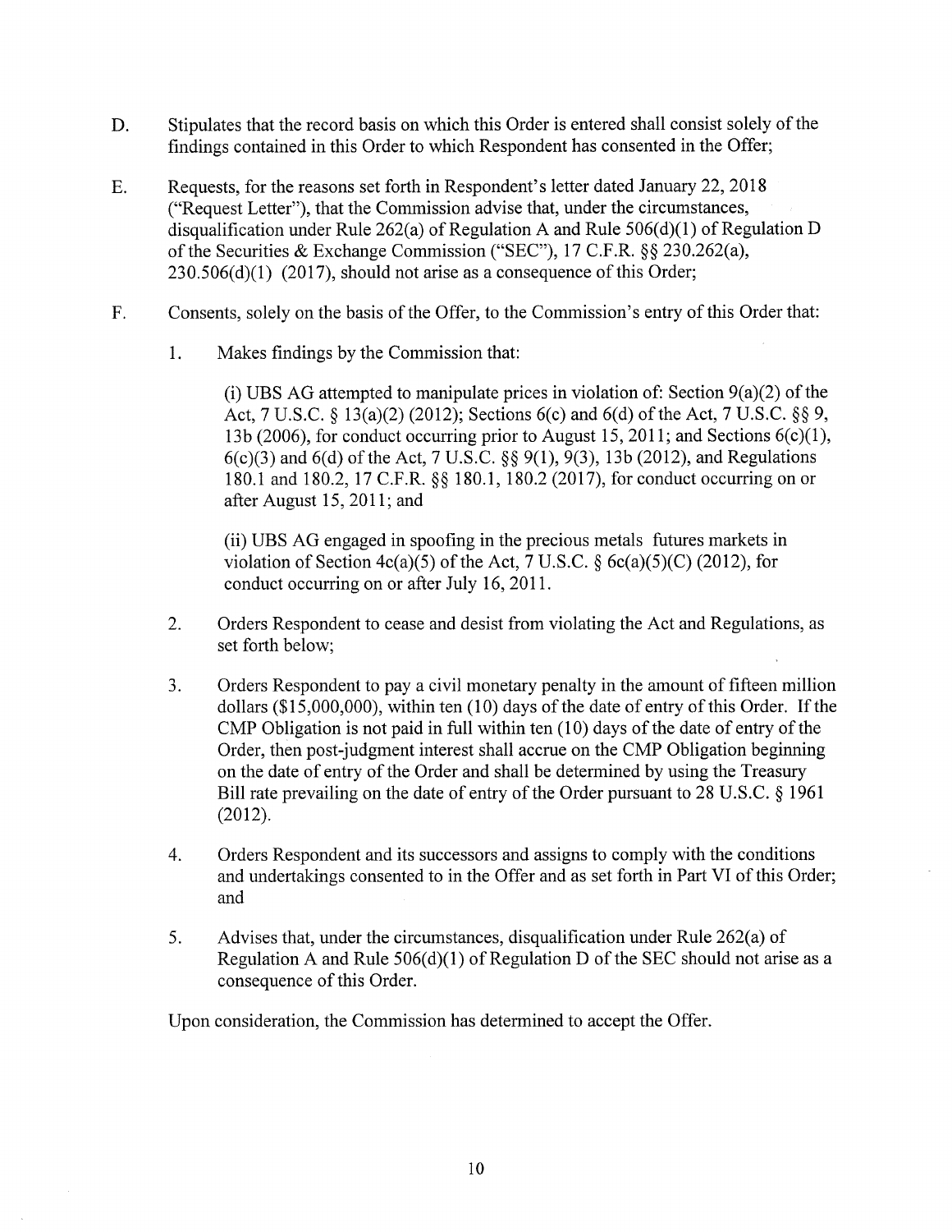D. Stipulates that the record basis on which this Order is entered shall consist solely of the findings contained in this Order to which Respondent has consented in the Offer;

E. Requests, for the reasons set forth in Respondent's letter dated January 22, 2018 ("Request Letter"), that the Commission advise that, under the circumstances, disqualification under Rule 262(a) of Regulation A and Rule 506(d)(1) of Regulation D of the Securities & Exchange Commission ("SEC"), 17 C.F.R. §§ 230.262(a), 230.506(d)(1) (2017), should not arise as a consequence of this Order;

F. Consents, solely on the basis of the Offer, to the Commission's entry of this Order that:

1. Makes findings by the Commission that:

   (i) UBS AG attempted to manipulate prices in violation of: Section 9(a)(2) of the Act, 7 U.S.C. § 13(a)(2) (2012); Sections 6(c) and 6(d) of the Act, 7 U.S.C. §§ 9, 13b (2006), for conduct occurring prior to August 15, 2011; and Sections 6(c)(1), 6(c)(3) and 6(d) of the Act, 7 U.S.C. §§ 9(1), 9(3), 13b (2012), and Regulations 180.1 and 180.2, 17 C.F.R. §§ 180.1, 180.2 (2017), for conduct occurring on or after August 15, 2011; and

   (ii) UBS AG engaged in spoofing in the precious metals futures markets in violation of Section 4c(a)(5) of the Act, 7 U.S.C. § 6c(a)(5)(C) (2012), for conduct occurring on or after July 16, 2011.

2. Orders Respondent to cease and desist from violating the Act and Regulations, as set forth below;

3. Orders Respondent to pay a civil monetary penalty in the amount of fifteen million dollars ($15,000,000), within ten (10) days of the date of entry of this Order. If the CMP Obligation is not paid in full within ten (10) days of the date of entry of the Order, then post-judgment interest shall accrue on the CMP Obligation beginning on the date of entry of the Order and shall be determined by using the Treasury Bill rate prevailing on the date of entry of the Order pursuant to 28 U.S.C. § 1961 (2012).

4. Orders Respondent and its successors and assigns to comply with the conditions and undertakings consented to in the Offer and as set forth in Part VI of this Order; and

5. Advises that, under the circumstances, disqualification under Rule 262(a) of Regulation A and Rule 506(d)(1) of Regulation D of the SEC should not arise as a consequence of this Order.

Upon consideration, the Commission has determined to accept the Offer.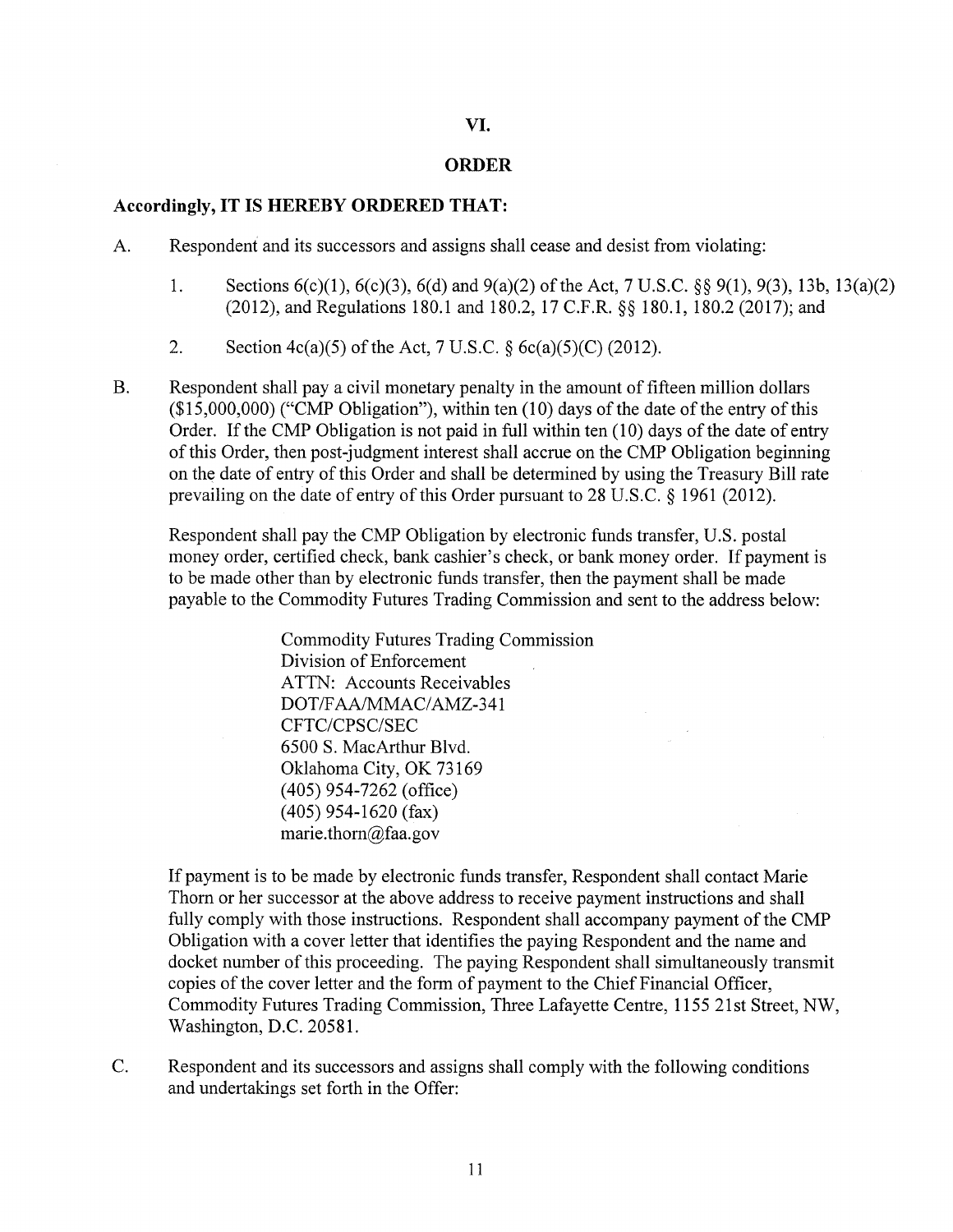## VI.

## ORDER

**Accordingly, IT IS HEREBY ORDERED THAT:**

A. Respondent and its successors and assigns shall cease and desist from violating:

1. Sections 6(c)(1), 6(c)(3), 6(d) and 9(a)(2) of the Act, 7 U.S.C. §§ 9(1), 9(3), 13b, 13(a)(2) (2012), and Regulations 180.1 and 180.2, 17 C.F.R. §§ 180.1, 180.2 (2017); and

2. Section 4c(a)(5) of the Act, 7 U.S.C. § 6c(a)(5)(C) (2012).

B. Respondent shall pay a civil monetary penalty in the amount of fifteen million dollars ($15,000,000) ("CMP Obligation"), within ten (10) days of the date of the entry of this Order. If the CMP Obligation is not paid in full within ten (10) days of the date of entry of this Order, then post-judgment interest shall accrue on the CMP Obligation beginning on the date of entry of this Order and shall be determined by using the Treasury Bill rate prevailing on the date of entry of this Order pursuant to 28 U.S.C. § 1961 (2012).

Respondent shall pay the CMP Obligation by electronic funds transfer, U.S. postal money order, certified check, bank cashier's check, or bank money order. If payment is to be made other than by electronic funds transfer, then the payment shall be made payable to the Commodity Futures Trading Commission and sent to the address below:

> Commodity Futures Trading Commission
> Division of Enforcement
> ATTN: Accounts Receivables
> DOT/FAA/MMAC/AMZ-341
> CFTC/CPSC/SEC
> 6500 S. MacArthur Blvd.
> Oklahoma City, OK 73169
> (405) 954-7262 (office)
> (405) 954-1620 (fax)
> marie.thorn@faa.gov

If payment is to be made by electronic funds transfer, Respondent shall contact Marie Thorn or her successor at the above address to receive payment instructions and shall fully comply with those instructions. Respondent shall accompany payment of the CMP Obligation with a cover letter that identifies the paying Respondent and the name and docket number of this proceeding. The paying Respondent shall simultaneously transmit copies of the cover letter and the form of payment to the Chief Financial Officer, Commodity Futures Trading Commission, Three Lafayette Centre, 1155 21st Street, NW, Washington, D.C. 20581.

C. Respondent and its successors and assigns shall comply with the following conditions and undertakings set forth in the Offer: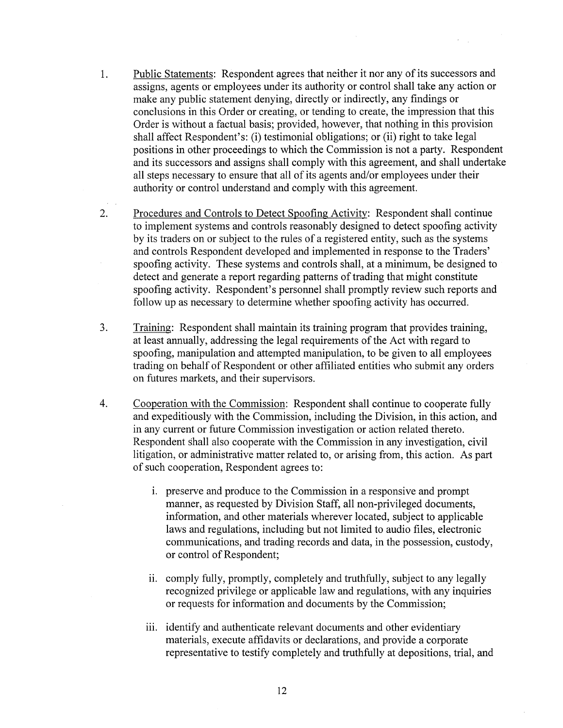1. Public Statements: Respondent agrees that neither it nor any of its successors and assigns, agents or employees under its authority or control shall take any action or make any public statement denying, directly or indirectly, any findings or conclusions in this Order or creating, or tending to create, the impression that this Order is without a factual basis; provided, however, that nothing in this provision shall affect Respondent's: (i) testimonial obligations; or (ii) right to take legal positions in other proceedings to which the Commission is not a party. Respondent and its successors and assigns shall comply with this agreement, and shall undertake all steps necessary to ensure that all of its agents and/or employees under their authority or control understand and comply with this agreement.

2. Procedures and Controls to Detect Spoofing Activity: Respondent shall continue to implement systems and controls reasonably designed to detect spoofing activity by its traders on or subject to the rules of a registered entity, such as the systems and controls Respondent developed and implemented in response to the Traders' spoofing activity. These systems and controls shall, at a minimum, be designed to detect and generate a report regarding patterns of trading that might constitute spoofing activity. Respondent's personnel shall promptly review such reports and follow up as necessary to determine whether spoofing activity has occurred.

3. Training: Respondent shall maintain its training program that provides training, at least annually, addressing the legal requirements of the Act with regard to spoofing, manipulation and attempted manipulation, to be given to all employees trading on behalf of Respondent or other affiliated entities who submit any orders on futures markets, and their supervisors.

4. Cooperation with the Commission: Respondent shall continue to cooperate fully and expeditiously with the Commission, including the Division, in this action, and in any current or future Commission investigation or action related thereto. Respondent shall also cooperate with the Commission in any investigation, civil litigation, or administrative matter related to, or arising from, this action. As part of such cooperation, Respondent agrees to:

   i. preserve and produce to the Commission in a responsive and prompt manner, as requested by Division Staff, all non-privileged documents, information, and other materials wherever located, subject to applicable laws and regulations, including but not limited to audio files, electronic communications, and trading records and data, in the possession, custody, or control of Respondent;

   ii. comply fully, promptly, completely and truthfully, subject to any legally recognized privilege or applicable law and regulations, with any inquiries or requests for information and documents by the Commission;

   iii. identify and authenticate relevant documents and other evidentiary materials, execute affidavits or declarations, and provide a corporate representative to testify completely and truthfully at depositions, trial, and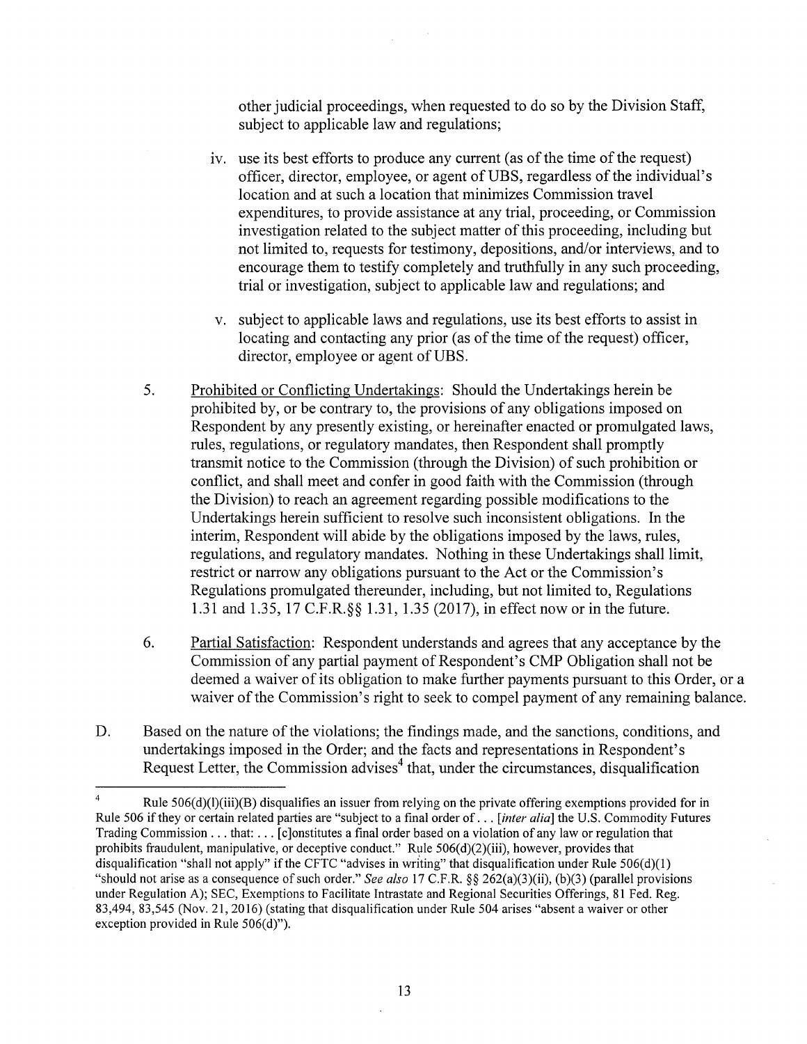other judicial proceedings, when requested to do so by the Division Staff, subject to applicable law and regulations;

iv. use its best efforts to produce any current (as of the time of the request) officer, director, employee, or agent of UBS, regardless of the individual's location and at such a location that minimizes Commission travel expenditures, to provide assistance at any trial, proceeding, or Commission investigation related to the subject matter of this proceeding, including but not limited to, requests for testimony, depositions, and/or interviews, and to encourage them to testify completely and truthfully in any such proceeding, trial or investigation, subject to applicable law and regulations; and

v. subject to applicable laws and regulations, use its best efforts to assist in locating and contacting any prior (as of the time of the request) officer, director, employee or agent of UBS.

5. Prohibited or Conflicting Undertakings: Should the Undertakings herein be prohibited by, or be contrary to, the provisions of any obligations imposed on Respondent by any presently existing, or hereinafter enacted or promulgated laws, rules, regulations, or regulatory mandates, then Respondent shall promptly transmit notice to the Commission (through the Division) of such prohibition or conflict, and shall meet and confer in good faith with the Commission (through the Division) to reach an agreement regarding possible modifications to the Undertakings herein sufficient to resolve such inconsistent obligations. In the interim, Respondent will abide by the obligations imposed by the laws, rules, regulations, and regulatory mandates. Nothing in these Undertakings shall limit, restrict or narrow any obligations pursuant to the Act or the Commission's Regulations promulgated thereunder, including, but not limited to, Regulations 1.31 and 1.35, 17 C.F.R.§§ 1.31, 1.35 (2017), in effect now or in the future.

6. Partial Satisfaction: Respondent understands and agrees that any acceptance by the Commission of any partial payment of Respondent's CMP Obligation shall not be deemed a waiver of its obligation to make further payments pursuant to this Order, or a waiver of the Commission's right to seek to compel payment of any remaining balance.

D. Based on the nature of the violations; the findings made, and the sanctions, conditions, and undertakings imposed in the Order; and the facts and representations in Respondent's Request Letter, the Commission advises[4] that, under the circumstances, disqualification

---

[4] Rule 506(d)(l)(iii)(B) disqualifies an issuer from relying on the private offering exemptions provided for in Rule 506 if they or certain related parties are "subject to a final order of . . . [*inter alia*] the U.S. Commodity Futures Trading Commission . . . that: . . . [c]onstitutes a final order based on a violation of any law or regulation that prohibits fraudulent, manipulative, or deceptive conduct." Rule 506(d)(2)(iii), however, provides that disqualification "shall not apply" if the CFTC "advises in writing" that disqualification under Rule 506(d)(1) "should not arise as a consequence of such order." *See also* 17 C.F.R. §§ 262(a)(3)(ii), (b)(3) (parallel provisions under Regulation A); SEC, Exemptions to Facilitate Intrastate and Regional Securities Offerings, 81 Fed. Reg. 83,494, 83,545 (Nov. 21, 2016) (stating that disqualification under Rule 504 arises "absent a waiver or other exception provided in Rule 506(d)").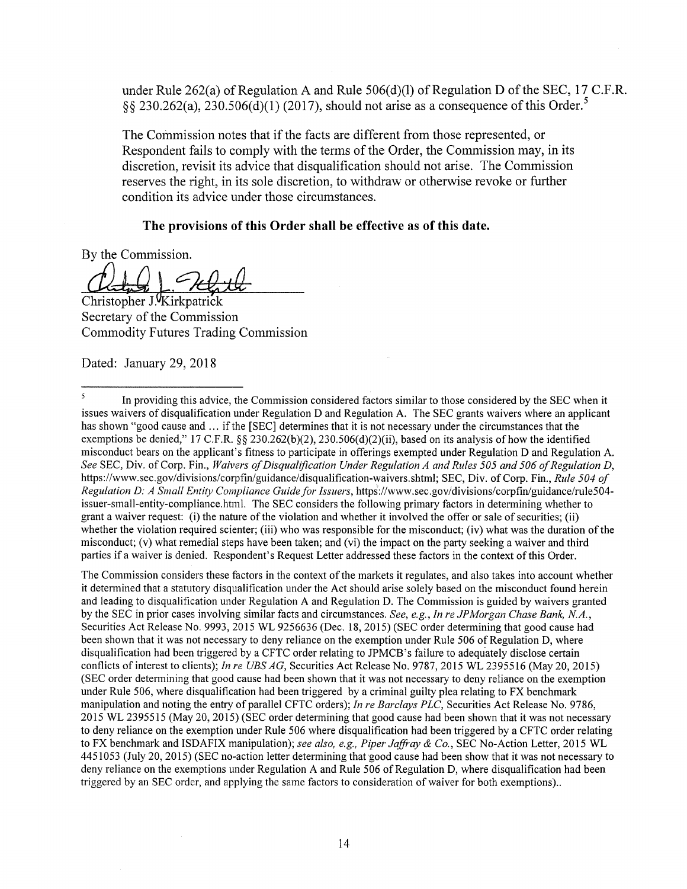under Rule 262(a) of Regulation A and Rule 506(d)(l) of Regulation D of the SEC, 17 C.F.R. §§ 230.262(a), 230.506(d)(1) (2017), should not arise as a consequence of this Order.[5]

The Commission notes that if the facts are different from those represented, or Respondent fails to comply with the terms of the Order, the Commission may, in its discretion, revisit its advice that disqualification should not arise. The Commission reserves the right, in its sole discretion, to withdraw or otherwise revoke or further condition its advice under those circumstances.

**The provisions of this Order shall be effective as of this date.**

By the Commission.

Christopher J. Kirkpatrick
Secretary of the Commission
Commodity Futures Trading Commission

Dated: January 29, 2018

---

[5] In providing this advice, the Commission considered factors similar to those considered by the SEC when it issues waivers of disqualification under Regulation D and Regulation A. The SEC grants waivers where an applicant has shown "good cause and ... if the [SEC] determines that it is not necessary under the circumstances that the exemptions be denied," 17 C.F.R. §§ 230.262(b)(2), 230.506(d)(2)(ii), based on its analysis of how the identified misconduct bears on the applicant's fitness to participate in offerings exempted under Regulation D and Regulation A. *See* SEC, Div. of Corp. Fin., *Waivers of Disqualification Under Regulation A and Rules 505 and 506 of Regulation D*, https://www.sec.gov/divisions/corpfin/guidance/disqualification-waivers.shtml; SEC, Div. of Corp. Fin., *Rule 504 of Regulation D: A Small Entity Compliance Guide for Issuers*, https://www.sec.gov/divisions/corpfin/guidance/rule504-issuer-small-entity-compliance.html. The SEC considers the following primary factors in determining whether to grant a waiver request: (i) the nature of the violation and whether it involved the offer or sale of securities; (ii) whether the violation required scienter; (iii) who was responsible for the misconduct; (iv) what was the duration of the misconduct; (v) what remedial steps have been taken; and (vi) the impact on the party seeking a waiver and third parties if a waiver is denied. Respondent's Request Letter addressed these factors in the context of this Order.

The Commission considers these factors in the context of the markets it regulates, and also takes into account whether it determined that a statutory disqualification under the Act should arise solely based on the misconduct found herein and leading to disqualification under Regulation A and Regulation D. The Commission is guided by waivers granted by the SEC in prior cases involving similar facts and circumstances. *See, e.g., In re JPMorgan Chase Bank, N.A.*, Securities Act Release No. 9993, 2015 WL 9256636 (Dec. 18, 2015) (SEC order determining that good cause had been shown that it was not necessary to deny reliance on the exemption under Rule 506 of Regulation D, where disqualification had been triggered by a CFTC order relating to JPMCB's failure to adequately disclose certain conflicts of interest to clients); *In re UBS AG*, Securities Act Release No. 9787, 2015 WL 2395516 (May 20, 2015) (SEC order determining that good cause had been shown that it was not necessary to deny reliance on the exemption under Rule 506, where disqualification had been triggered by a criminal guilty plea relating to FX benchmark manipulation and noting the entry of parallel CFTC orders); *In re Barclays PLC*, Securities Act Release No. 9786, 2015 WL 2395515 (May 20, 2015) (SEC order determining that good cause had been shown that it was not necessary to deny reliance on the exemption under Rule 506 where disqualification had been triggered by a CFTC order relating to FX benchmark and ISDAFIX manipulation); *see also, e.g., Piper Jaffray & Co.*, SEC No-Action Letter, 2015 WL 4451053 (July 20, 2015) (SEC no-action letter determining that good cause had been show that it was not necessary to deny reliance on the exemptions under Regulation A and Rule 506 of Regulation D, where disqualification had been triggered by an SEC order, and applying the same factors to consideration of waiver for both exemptions)..